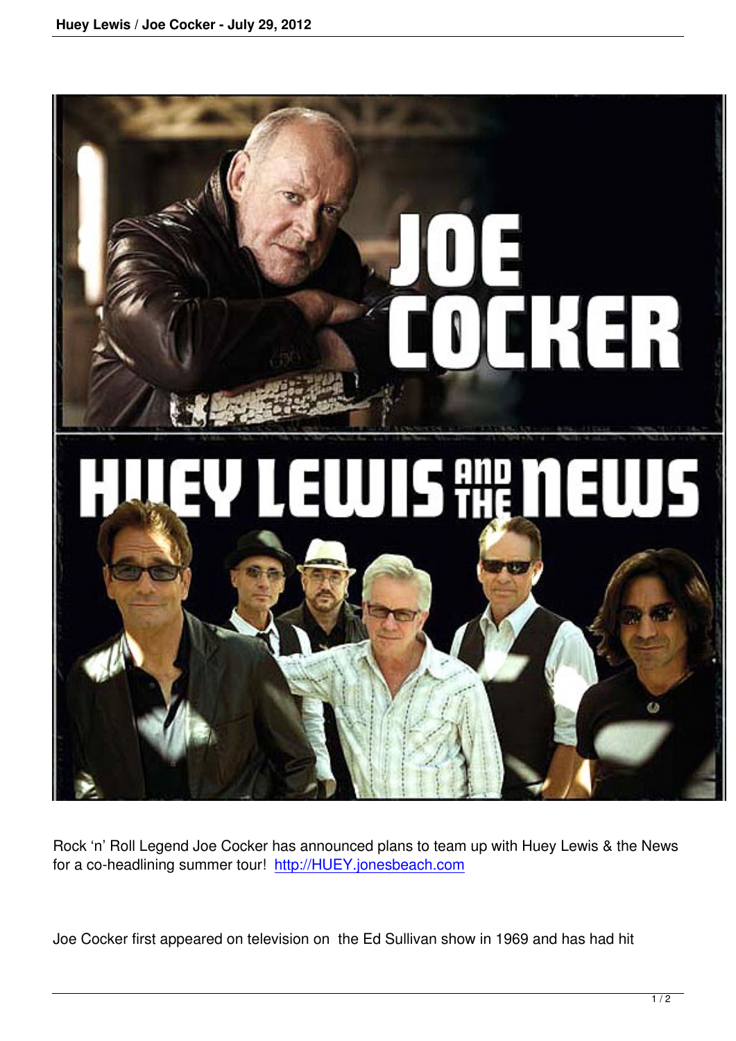Rock 'n' Roll Legend Joe Cocker has announced plans to team up with Huey Lewis & the News for a co-headlining summer tour! http://HUEY.jonesbeach.com

Joe Cocker first appeared on television on the Ed Sullivan show in 1969 and has had hit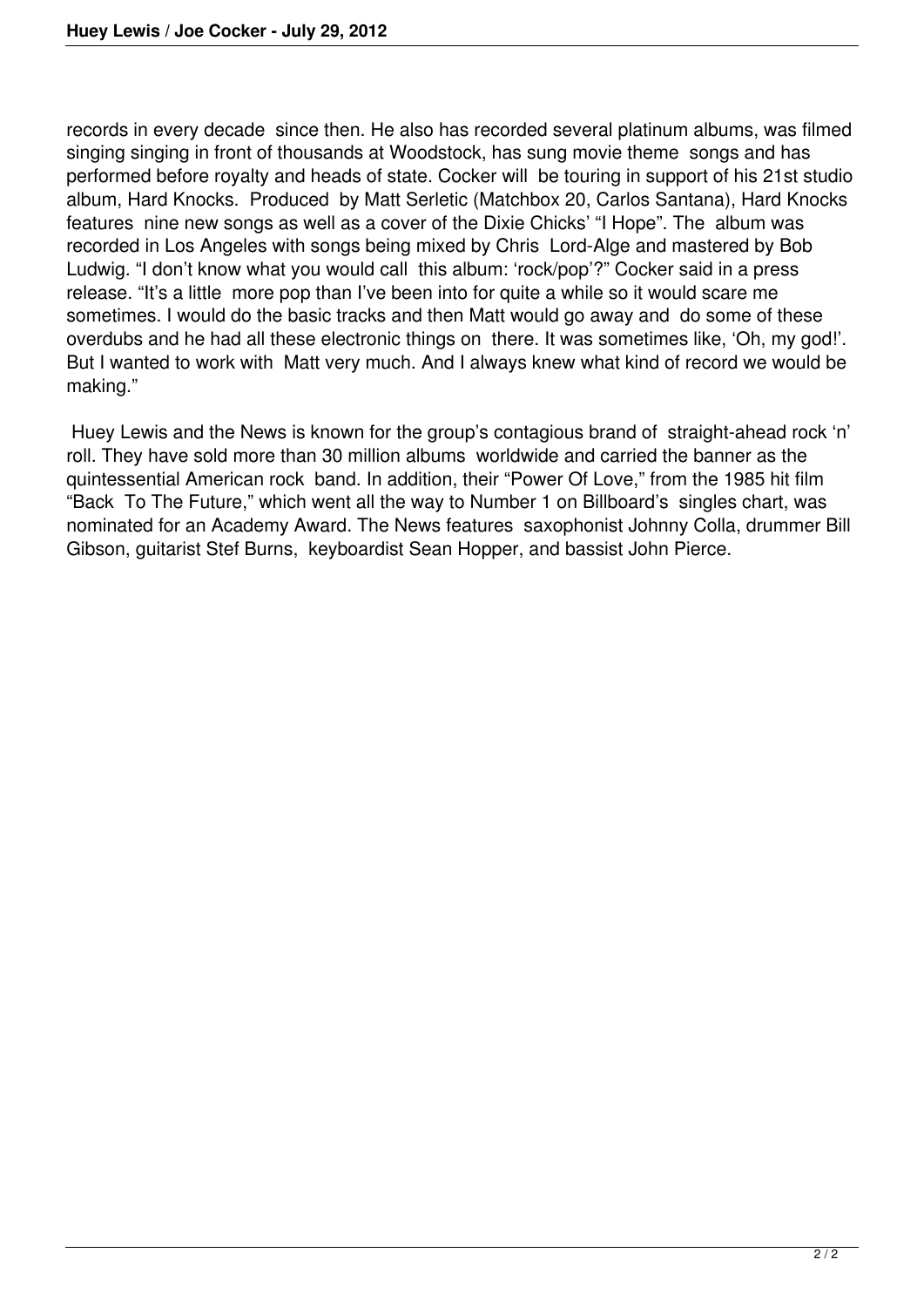records in every decade since then. He also has recorded several platinum albums, was filmed singing singing in front of thousands at Woodstock, has sung movie theme songs and has performed before royalty and heads of state. Cocker will be touring in support of his 21st studio album, Hard Knocks. Produced by Matt Serletic (Matchbox 20, Carlos Santana), Hard Knocks features nine new songs as well as a cover of the Dixie Chicks' "I Hope". The album was recorded in Los Angeles with songs being mixed by Chris Lord-Alge and mastered by Bob Ludwig. "I don't know what you would call this album: 'rock/pop'?" Cocker said in a press release. "It's a little more pop than I've been into for quite a while so it would scare me sometimes. I would do the basic tracks and then Matt would go away and do some of these overdubs and he had all these electronic things on there. It was sometimes like, 'Oh, my god!'. But I wanted to work with Matt very much. And I always knew what kind of record we would be making."

Huey Lewis and the News is known for the group's contagious brand of straight-ahead rock 'n' roll. They have sold more than 30 million albums worldwide and carried the banner as the quintessential American rock band. In addition, their "Power Of Love," from the 1985 hit film "Back To The Future," which went all the way to Number 1 on Billboard's singles chart, was nominated for an Academy Award. The News features saxophonist Johnny Colla, drummer Bill Gibson, guitarist Stef Burns, keyboardist Sean Hopper, and bassist John Pierce.